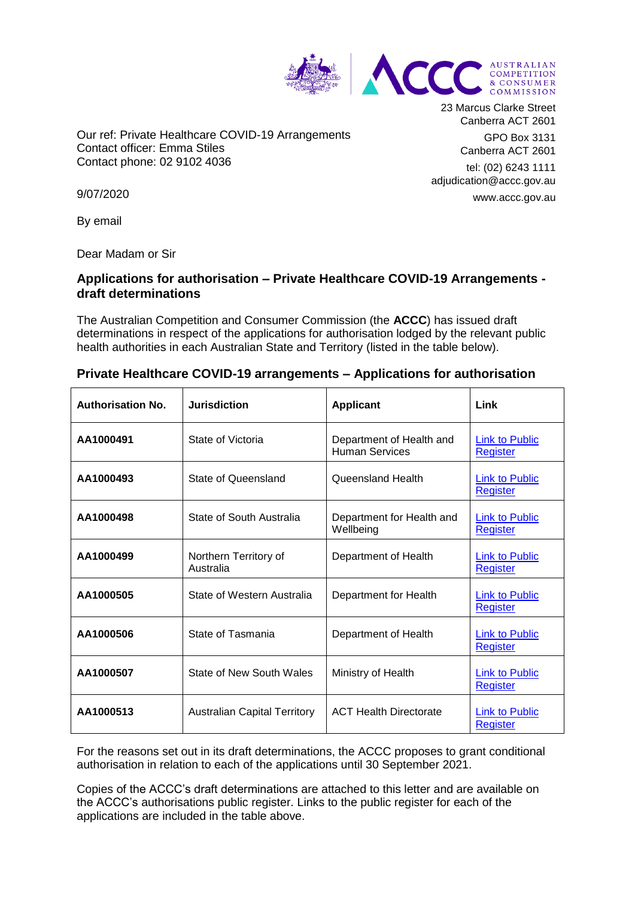23 Marcus Clarke Street
Canberra ACT 2601

GPO Box 3131
Canberra ACT 2601

tel: (02) 6243 1111
adjudication@accc.gov.au

www.accc.gov.au

Our ref: Private Healthcare COVID-19 Arrangements
Contact officer: Emma Stiles
Contact phone: 02 9102 4036

9/07/2020

By email

Dear Madam or Sir

## Applications for authorisation – Private Healthcare COVID-19 Arrangements - draft determinations

The Australian Competition and Consumer Commission (the **ACCC**) has issued draft determinations in respect of the applications for authorisation lodged by the relevant public health authorities in each Australian State and Territory (listed in the table below).

### Private Healthcare COVID-19 arrangements – Applications for authorisation

| Authorisation No. | Jurisdiction | Applicant | Link |
|---|---|---|---|
| **AA1000491** | State of Victoria | Department of Health and Human Services | Link to Public Register |
| **AA1000493** | State of Queensland | Queensland Health | Link to Public Register |
| **AA1000498** | State of South Australia | Department for Health and Wellbeing | Link to Public Register |
| **AA1000499** | Northern Territory of Australia | Department of Health | Link to Public Register |
| **AA1000505** | State of Western Australia | Department for Health | Link to Public Register |
| **AA1000506** | State of Tasmania | Department of Health | Link to Public Register |
| **AA1000507** | State of New South Wales | Ministry of Health | Link to Public Register |
| **AA1000513** | Australian Capital Territory | ACT Health Directorate | Link to Public Register |

For the reasons set out in its draft determinations, the ACCC proposes to grant conditional authorisation in relation to each of the applications until 30 September 2021.

Copies of the ACCC's draft determinations are attached to this letter and are available on the ACCC's authorisations public register. Links to the public register for each of the applications are included in the table above.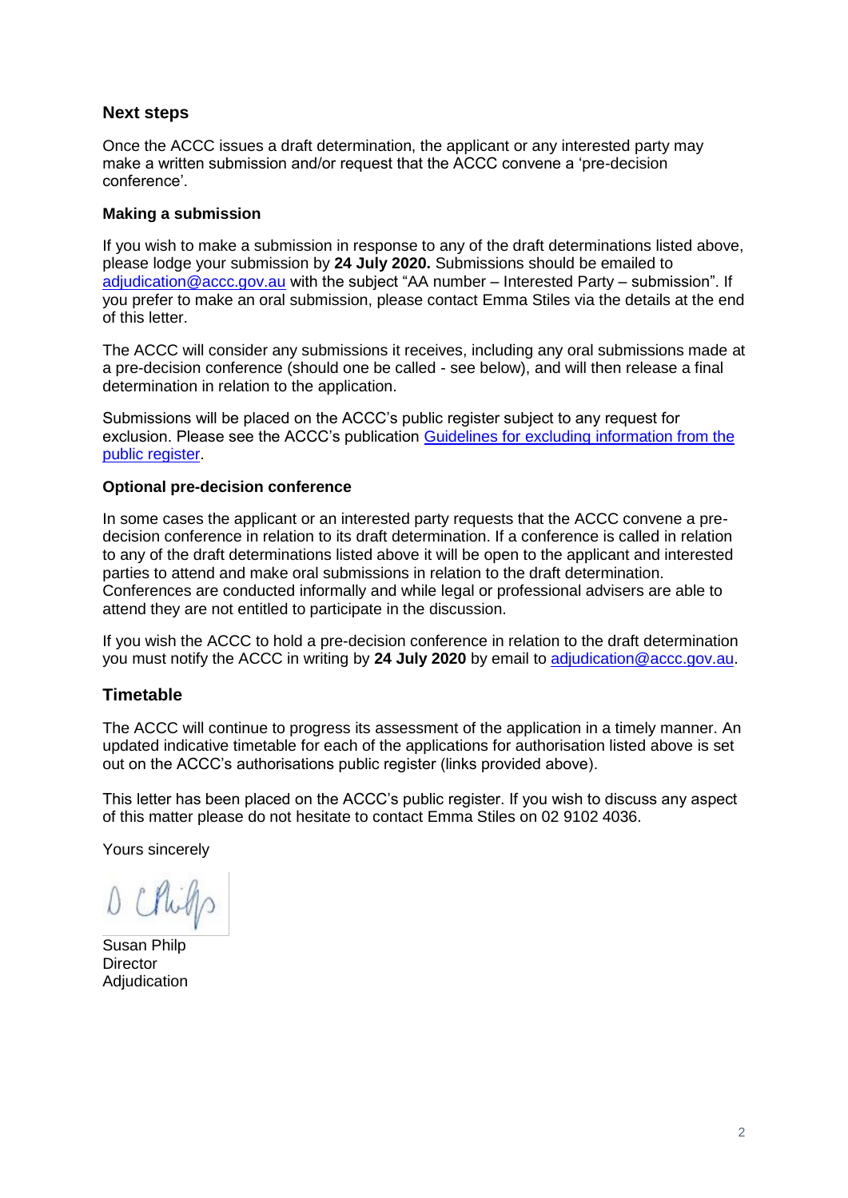## Next steps

Once the ACCC issues a draft determination, the applicant or any interested party may make a written submission and/or request that the ACCC convene a 'pre-decision conference'.

### Making a submission

If you wish to make a submission in response to any of the draft determinations listed above, please lodge your submission by **24 July 2020.** Submissions should be emailed to adjudication@accc.gov.au with the subject "AA number – Interested Party – submission". If you prefer to make an oral submission, please contact Emma Stiles via the details at the end of this letter.

The ACCC will consider any submissions it receives, including any oral submissions made at a pre-decision conference (should one be called - see below), and will then release a final determination in relation to the application.

Submissions will be placed on the ACCC's public register subject to any request for exclusion. Please see the ACCC's publication [Guidelines for excluding information from the public register](#).

### Optional pre-decision conference

In some cases the applicant or an interested party requests that the ACCC convene a pre-decision conference in relation to its draft determination. If a conference is called in relation to any of the draft determinations listed above it will be open to the applicant and interested parties to attend and make oral submissions in relation to the draft determination. Conferences are conducted informally and while legal or professional advisers are able to attend they are not entitled to participate in the discussion.

If you wish the ACCC to hold a pre-decision conference in relation to the draft determination you must notify the ACCC in writing by **24 July 2020** by email to adjudication@accc.gov.au.

## Timetable

The ACCC will continue to progress its assessment of the application in a timely manner. An updated indicative timetable for each of the applications for authorisation listed above is set out on the ACCC's authorisations public register (links provided above).

This letter has been placed on the ACCC's public register. If you wish to discuss any aspect of this matter please do not hesitate to contact Emma Stiles on 02 9102 4036.

Yours sincerely

Susan Philp
Director
Adjudication